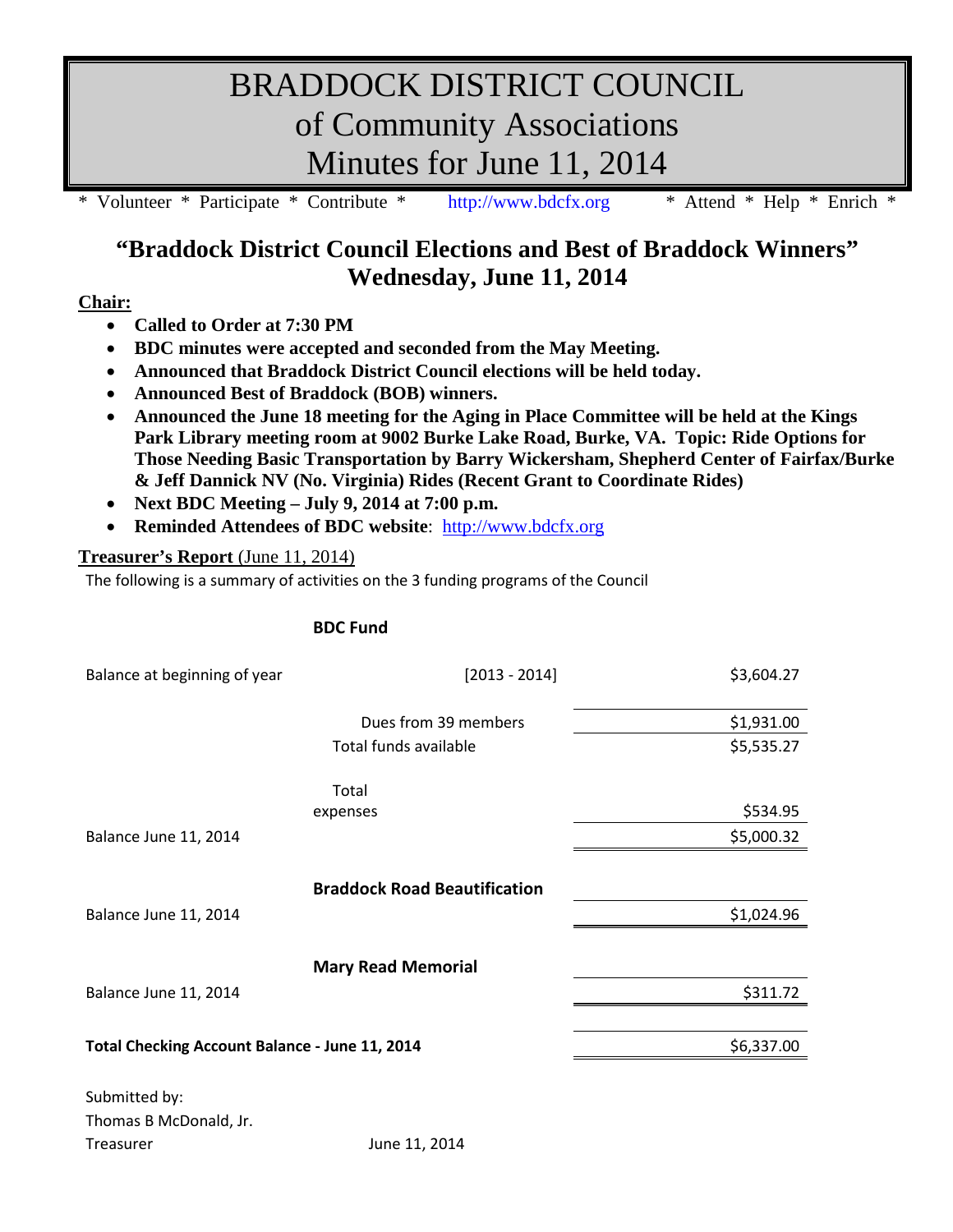# BRADDOCK DISTRICT COUNCIL
# of Community Associations
# Minutes for June 11, 2014

\* Volunteer \* Participate \* Contribute \* http://www.bdcfx.org \* Attend \* Help \* Enrich \*

## "Braddock District Council Elections and Best of Braddock Winners" Wednesday, June 11, 2014

**Chair:**

- **Called to Order at 7:30 PM**
- **BDC minutes were accepted and seconded from the May Meeting.**
- **Announced that Braddock District Council elections will be held today.**
- **Announced Best of Braddock (BOB) winners.**
- **Announced the June 18 meeting for the Aging in Place Committee will be held at the Kings Park Library meeting room at 9002 Burke Lake Road, Burke, VA. Topic: Ride Options for Those Needing Basic Transportation by Barry Wickersham, Shepherd Center of Fairfax/Burke & Jeff Dannick NV (No. Virginia) Rides (Recent Grant to Coordinate Rides)**
- **Next BDC Meeting – July 9, 2014 at 7:00 p.m.**
- **Reminded Attendees of BDC website**: http://www.bdcfx.org

**Treasurer's Report** (June 11, 2014)

The following is a summary of activities on the 3 funding programs of the Council

| | **BDC Fund** | |
|---|---|---|
| Balance at beginning of year | [2013 - 2014] | $3,604.27 |
| | Dues from 39 members | $1,931.00 |
| | Total funds available | $5,535.27 |
| | Total expenses | $534.95 |
| Balance June 11, 2014 | | $5,000.32 |
| | **Braddock Road Beautification** | |
| Balance June 11, 2014 | | $1,024.96 |
| | **Mary Read Memorial** | |
| Balance June 11, 2014 | | $311.72 |
| **Total Checking Account Balance - June 11, 2014** | | $6,337.00 |

Submitted by:
Thomas B McDonald, Jr.
Treasurer June 11, 2014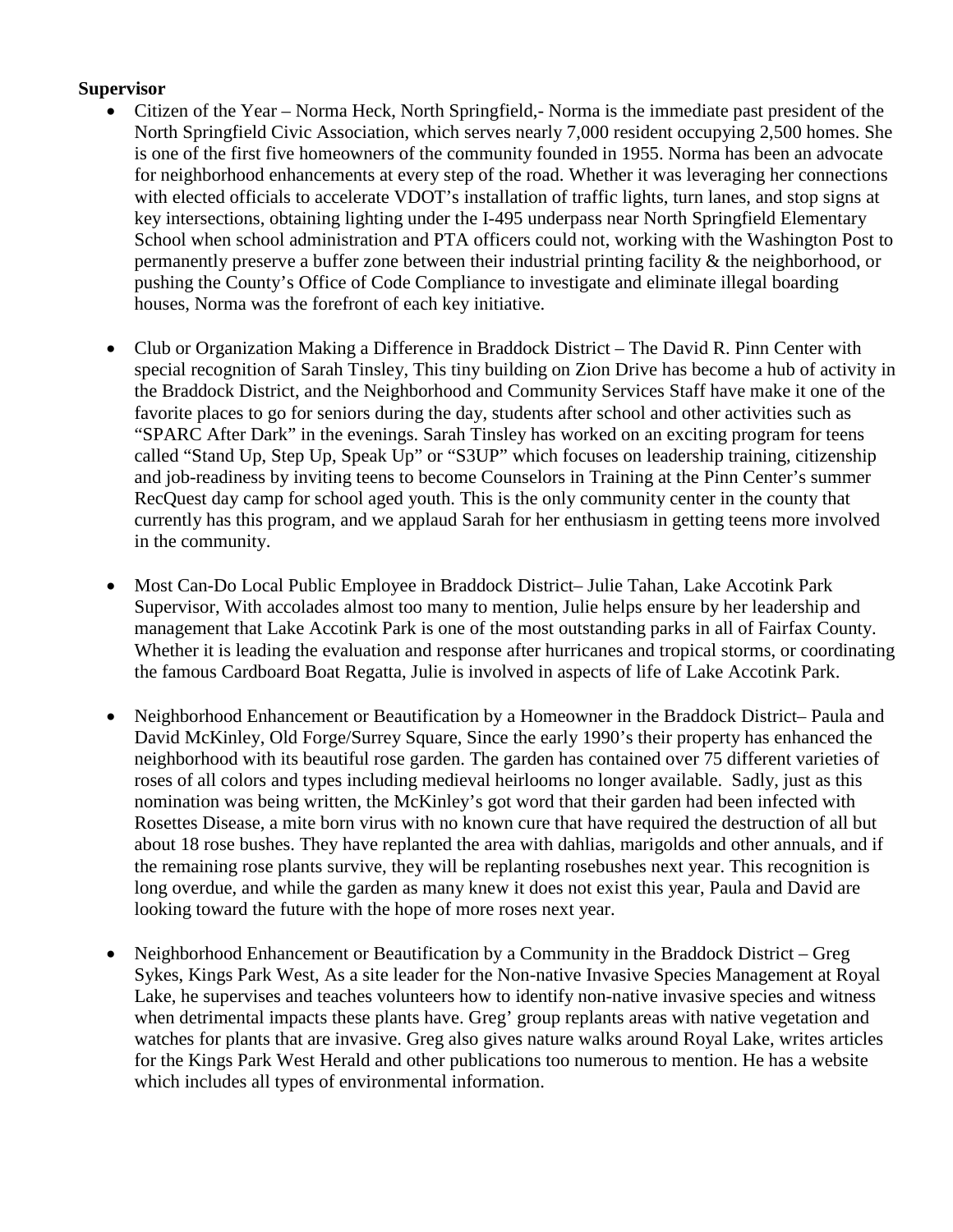**Supervisor**

- Citizen of the Year – Norma Heck, North Springfield,- Norma is the immediate past president of the North Springfield Civic Association, which serves nearly 7,000 resident occupying 2,500 homes. She is one of the first five homeowners of the community founded in 1955. Norma has been an advocate for neighborhood enhancements at every step of the road. Whether it was leveraging her connections with elected officials to accelerate VDOT's installation of traffic lights, turn lanes, and stop signs at key intersections, obtaining lighting under the I-495 underpass near North Springfield Elementary School when school administration and PTA officers could not, working with the Washington Post to permanently preserve a buffer zone between their industrial printing facility & the neighborhood, or pushing the County's Office of Code Compliance to investigate and eliminate illegal boarding houses, Norma was the forefront of each key initiative.

- Club or Organization Making a Difference in Braddock District – The David R. Pinn Center with special recognition of Sarah Tinsley, This tiny building on Zion Drive has become a hub of activity in the Braddock District, and the Neighborhood and Community Services Staff have make it one of the favorite places to go for seniors during the day, students after school and other activities such as "SPARC After Dark" in the evenings. Sarah Tinsley has worked on an exciting program for teens called "Stand Up, Step Up, Speak Up" or "S3UP" which focuses on leadership training, citizenship and job-readiness by inviting teens to become Counselors in Training at the Pinn Center's summer RecQuest day camp for school aged youth. This is the only community center in the county that currently has this program, and we applaud Sarah for her enthusiasm in getting teens more involved in the community.

- Most Can-Do Local Public Employee in Braddock District– Julie Tahan, Lake Accotink Park Supervisor, With accolades almost too many to mention, Julie helps ensure by her leadership and management that Lake Accotink Park is one of the most outstanding parks in all of Fairfax County. Whether it is leading the evaluation and response after hurricanes and tropical storms, or coordinating the famous Cardboard Boat Regatta, Julie is involved in aspects of life of Lake Accotink Park.

- Neighborhood Enhancement or Beautification by a Homeowner in the Braddock District– Paula and David McKinley, Old Forge/Surrey Square, Since the early 1990's their property has enhanced the neighborhood with its beautiful rose garden. The garden has contained over 75 different varieties of roses of all colors and types including medieval heirlooms no longer available. Sadly, just as this nomination was being written, the McKinley's got word that their garden had been infected with Rosettes Disease, a mite born virus with no known cure that have required the destruction of all but about 18 rose bushes. They have replanted the area with dahlias, marigolds and other annuals, and if the remaining rose plants survive, they will be replanting rosebushes next year. This recognition is long overdue, and while the garden as many knew it does not exist this year, Paula and David are looking toward the future with the hope of more roses next year.

- Neighborhood Enhancement or Beautification by a Community in the Braddock District – Greg Sykes, Kings Park West, As a site leader for the Non-native Invasive Species Management at Royal Lake, he supervises and teaches volunteers how to identify non-native invasive species and witness when detrimental impacts these plants have. Greg' group replants areas with native vegetation and watches for plants that are invasive. Greg also gives nature walks around Royal Lake, writes articles for the Kings Park West Herald and other publications too numerous to mention. He has a website which includes all types of environmental information.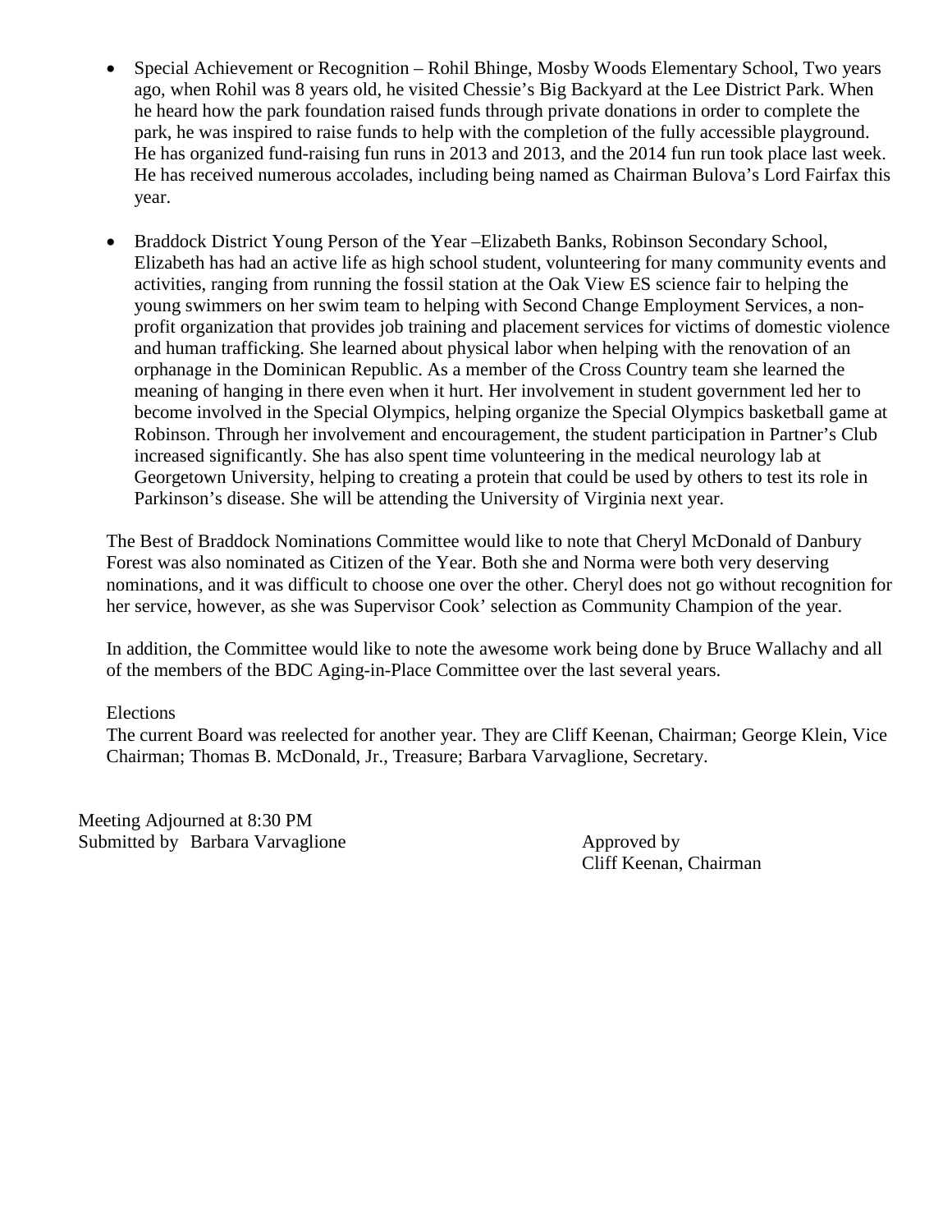- Special Achievement or Recognition – Rohil Bhinge, Mosby Woods Elementary School, Two years ago, when Rohil was 8 years old, he visited Chessie's Big Backyard at the Lee District Park. When he heard how the park foundation raised funds through private donations in order to complete the park, he was inspired to raise funds to help with the completion of the fully accessible playground. He has organized fund-raising fun runs in 2013 and 2013, and the 2014 fun run took place last week. He has received numerous accolades, including being named as Chairman Bulova's Lord Fairfax this year.

- Braddock District Young Person of the Year –Elizabeth Banks, Robinson Secondary School, Elizabeth has had an active life as high school student, volunteering for many community events and activities, ranging from running the fossil station at the Oak View ES science fair to helping the young swimmers on her swim team to helping with Second Change Employment Services, a non-profit organization that provides job training and placement services for victims of domestic violence and human trafficking. She learned about physical labor when helping with the renovation of an orphanage in the Dominican Republic. As a member of the Cross Country team she learned the meaning of hanging in there even when it hurt. Her involvement in student government led her to become involved in the Special Olympics, helping organize the Special Olympics basketball game at Robinson. Through her involvement and encouragement, the student participation in Partner's Club increased significantly. She has also spent time volunteering in the medical neurology lab at Georgetown University, helping to creating a protein that could be used by others to test its role in Parkinson's disease. She will be attending the University of Virginia next year.

The Best of Braddock Nominations Committee would like to note that Cheryl McDonald of Danbury Forest was also nominated as Citizen of the Year. Both she and Norma were both very deserving nominations, and it was difficult to choose one over the other. Cheryl does not go without recognition for her service, however, as she was Supervisor Cook' selection as Community Champion of the year.

In addition, the Committee would like to note the awesome work being done by Bruce Wallachy and all of the members of the BDC Aging-in-Place Committee over the last several years.

Elections

The current Board was reelected for another year. They are Cliff Keenan, Chairman; George Klein, Vice Chairman; Thomas B. McDonald, Jr., Treasure; Barbara Varvaglione, Secretary.

Meeting Adjourned at 8:30 PM

Submitted by Barbara Varvaglione

Approved by
Cliff Keenan, Chairman